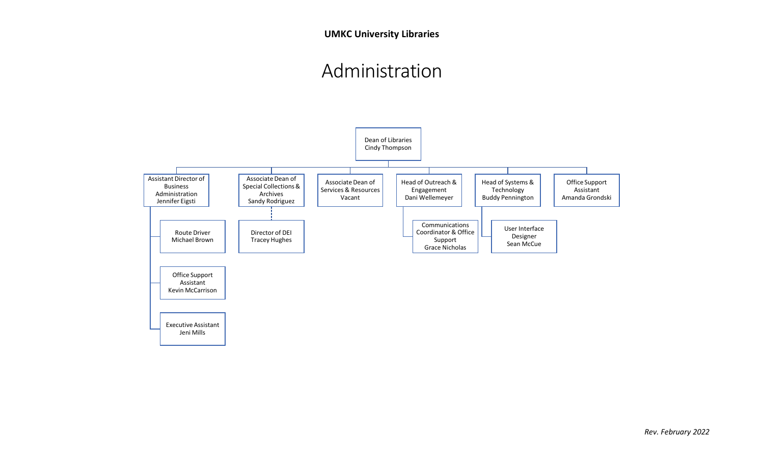**UMKC University Libraries**

# Administration

- Dean of Libraries
  Cindy Thompson
  - Assistant Director of Business Administration
    Jennifer Eigsti
    - Route Driver
      Michael Brown
    - Office Support Assistant
      Kevin McCarrison
    - Executive Assistant
      Jeni Mills
  - Associate Dean of Special Collections & Archives
    Sandy Rodriguez
    - Director of DEI
      Tracey Hughes
  - Associate Dean of Services & Resources
    Vacant
  - Head of Outreach & Engagement
    Dani Wellemeyer
    - Communications Coordinator & Office Support
      Grace Nicholas
  - Head of Systems & Technology
    Buddy Pennington
    - User Interface Designer
      Sean McCue
  - Office Support Assistant
    Amanda Grondski

*Rev. February 2022*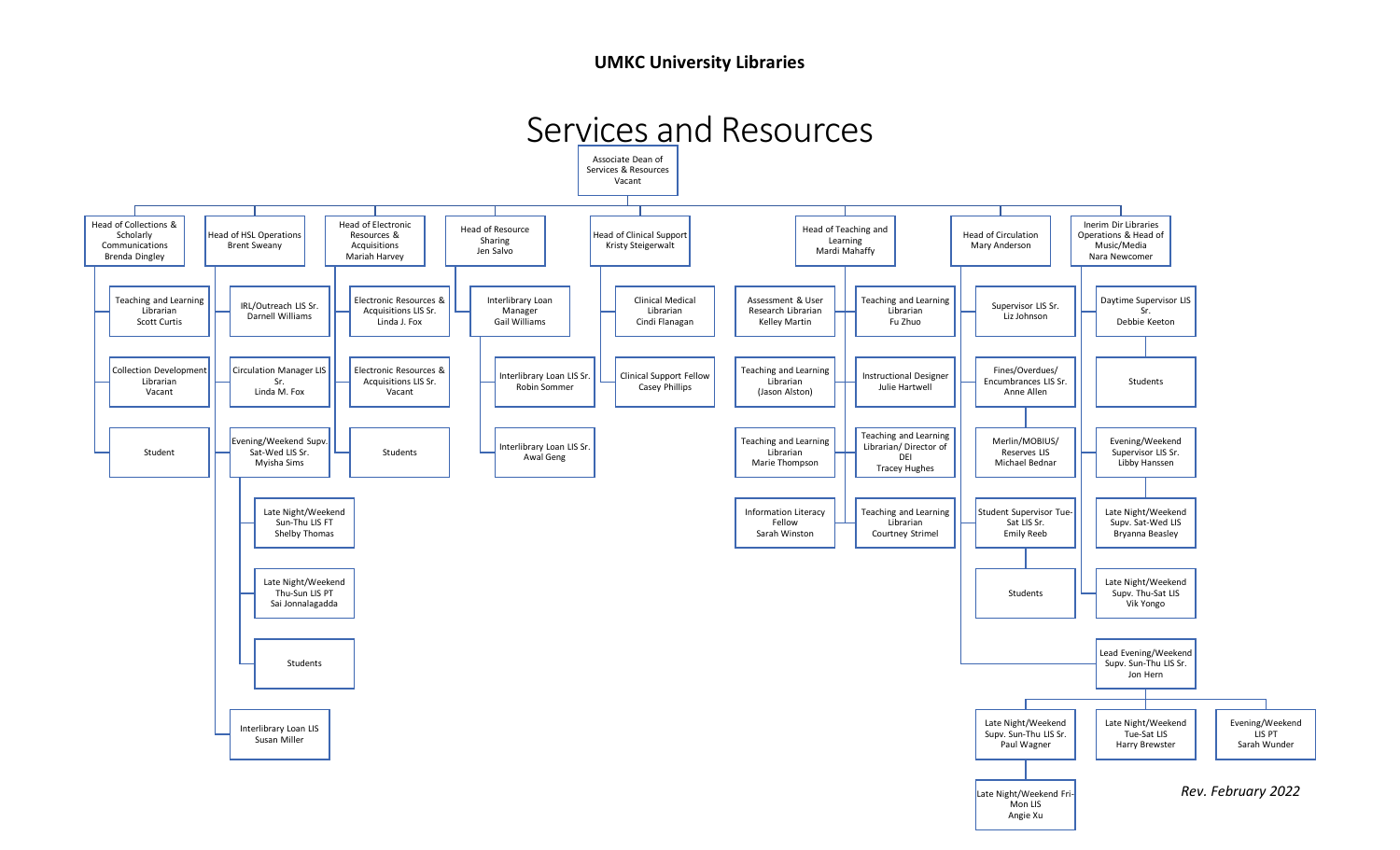**UMKC University Libraries**

# Services and Resources

- **Associate Dean of Services & Resources** – Vacant
  - **Head of Collections & Scholarly Communications** – Brenda Dingley
    - Teaching and Learning Librarian – Scott Curtis
    - Collection Development Librarian – Vacant
    - Student
  - **Head of HSL Operations** – Brent Sweany
    - IRL/Outreach LIS Sr. – Darnell Williams
    - Circulation Manager LIS Sr. – Linda M. Fox
    - Evening/Weekend Supv. Sat-Wed LIS Sr. – Myisha Sims
      - Late Night/Weekend Sun-Thu LIS FT – Shelby Thomas
      - Late Night/Weekend Thu-Sun LIS PT – Sai Jonnalagadda
      - Students
    - Interlibrary Loan LIS – Susan Miller
  - **Head of Electronic Resources & Acquisitions** – Mariah Harvey
    - Electronic Resources & Acquisitions LIS Sr. – Linda J. Fox
    - Electronic Resources & Acquisitions LIS Sr. – Vacant
    - Students
  - **Head of Resource Sharing** – Jen Salvo
    - Interlibrary Loan Manager – Gail Williams
      - Interlibrary Loan LIS Sr. – Robin Sommer
      - Interlibrary Loan LIS Sr. – Awal Geng
  - **Head of Clinical Support** – Kristy Steigerwalt
    - Clinical Medical Librarian – Cindi Flanagan
    - Clinical Support Fellow – Casey Phillips
  - **Head of Teaching and Learning** – Mardi Mahaffy
    - Assessment & User Research Librarian – Kelley Martin
    - Teaching and Learning Librarian – (Jason Alston)
    - Teaching and Learning Librarian – Marie Thompson
    - Information Literacy Fellow – Sarah Winston
    - Teaching and Learning Librarian – Fu Zhuo
    - Instructional Designer – Julie Hartwell
    - Teaching and Learning Librarian/ Director of DEI – Tracey Hughes
    - Teaching and Learning Librarian – Courtney Strimel
  - **Head of Circulation** – Mary Anderson
    - Supervisor LIS Sr. – Liz Johnson
    - Fines/Overdues/ Encumbrances LIS Sr. – Anne Allen
    - Merlin/MOBIUS/ Reserves LIS – Michael Bednar
    - Student Supervisor Tue-Sat LIS Sr. – Emily Reeb
      - Students
    - Lead Evening/Weekend Supv. Sun-Thu LIS Sr. – Jon Hern
      - Late Night/Weekend Supv. Sun-Thu LIS Sr. – Paul Wagner
        - Late Night/Weekend Fri-Mon LIS – Angie Xu
      - Late Night/Weekend Tue-Sat LIS – Harry Brewster
      - Evening/Weekend LIS PT – Sarah Wunder
  - **Inerim Dir Libraries Operations & Head of Music/Media** – Nara Newcomer
    - Daytime Supervisor LIS Sr. – Debbie Keeton
      - Students
    - Evening/Weekend Supervisor LIS Sr. – Libby Hanssen
    - Late Night/Weekend Supv. Sat-Wed LIS – Bryanna Beasley
    - Late Night/Weekend Supv. Thu-Sat LIS – Vik Yongo

*Rev. February 2022*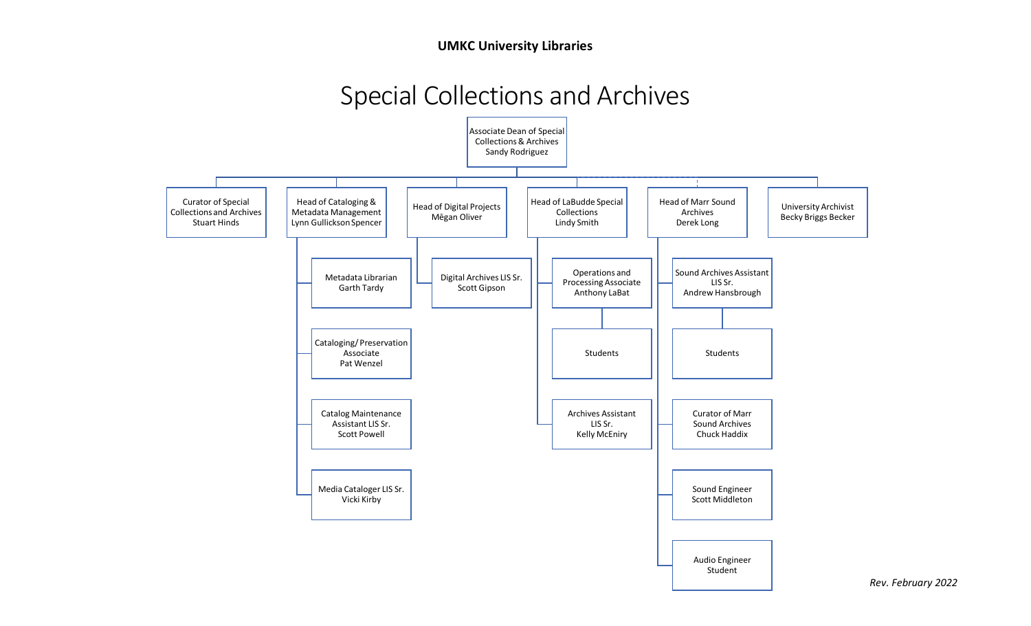**UMKC University Libraries**

# Special Collections and Archives

- Associate Dean of Special Collections & Archives — Sandy Rodriguez
  - Curator of Special Collections and Archives — Stuart Hinds
  - Head of Cataloging & Metadata Management — Lynn Gullickson Spencer
    - Metadata Librarian — Garth Tardy
    - Cataloging/ Preservation Associate — Pat Wenzel
    - Catalog Maintenance Assistant LIS Sr. — Scott Powell
    - Media Cataloger LIS Sr. — Vicki Kirby
  - Head of Digital Projects — Mēgan Oliver
    - Digital Archives LIS Sr. — Scott Gipson
  - Head of LaBudde Special Collections — Lindy Smith
    - Operations and Processing Associate — Anthony LaBat
      - Students
    - Archives Assistant LIS Sr. — Kelly McEniry
  - Head of Marr Sound Archives — Derek Long
    - Sound Archives Assistant LIS Sr. — Andrew Hansbrough
      - Students
    - Curator of Marr Sound Archives — Chuck Haddix
    - Sound Engineer — Scott Middleton
    - Audio Engineer — Student
  - University Archivist — Becky Briggs Becker

*Rev. February 2022*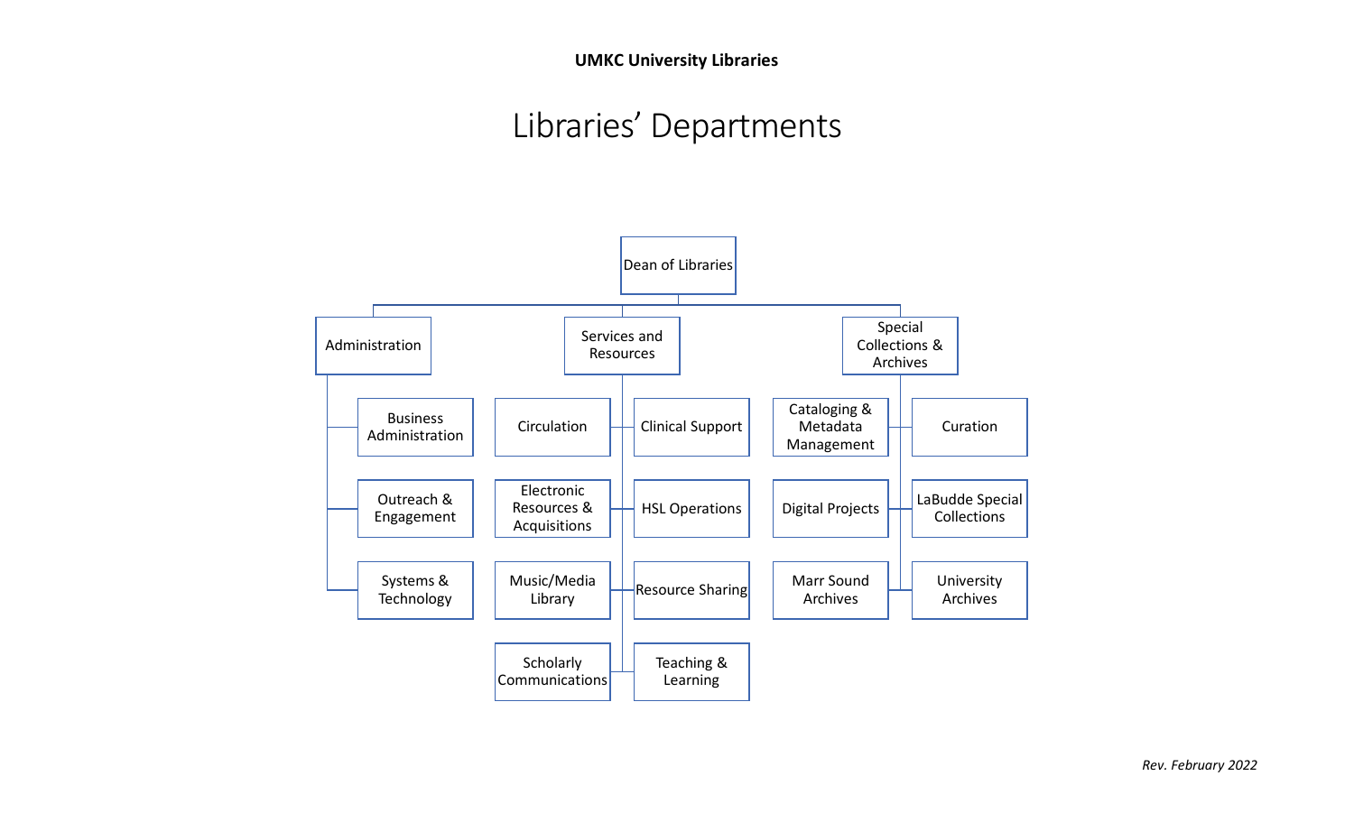**UMKC University Libraries**

# Libraries' Departments

Dean of Libraries

- Administration
  - Business Administration
  - Outreach & Engagement
  - Systems & Technology
- Services and Resources
  - Circulation
  - Clinical Support
  - Electronic Resources & Acquisitions
  - HSL Operations
  - Music/Media Library
  - Resource Sharing
  - Scholarly Communications
  - Teaching & Learning
- Special Collections & Archives
  - Cataloging & Metadata Management
  - Curation
  - Digital Projects
  - LaBudde Special Collections
  - Marr Sound Archives
  - University Archives

*Rev. February 2022*